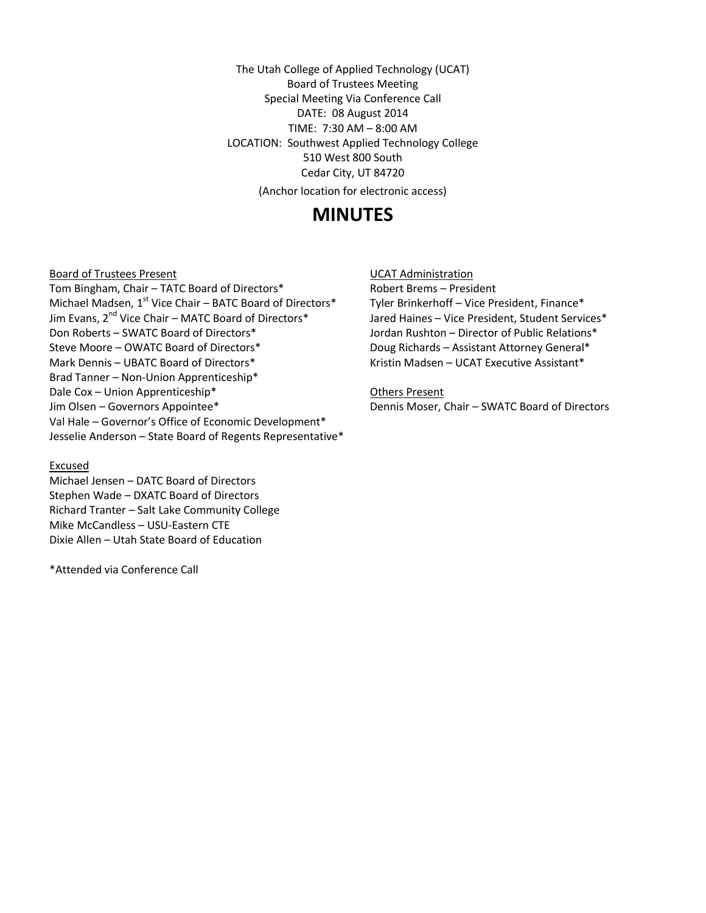The Utah College of Applied Technology (UCAT)
Board of Trustees Meeting
Special Meeting Via Conference Call
DATE: 08 August 2014
TIME: 7:30 AM – 8:00 AM
LOCATION: Southwest Applied Technology College
510 West 800 South
Cedar City, UT 84720
(Anchor location for electronic access)

# MINUTES

Board of Trustees Present

Tom Bingham, Chair – TATC Board of Directors*
Michael Madsen, 1st Vice Chair – BATC Board of Directors*
Jim Evans, 2nd Vice Chair – MATC Board of Directors*
Don Roberts – SWATC Board of Directors*
Steve Moore – OWATC Board of Directors*
Mark Dennis – UBATC Board of Directors*
Brad Tanner – Non-Union Apprenticeship*
Dale Cox – Union Apprenticeship*
Jim Olsen – Governors Appointee*
Val Hale – Governor's Office of Economic Development*
Jesselie Anderson – State Board of Regents Representative*

Excused

Michael Jensen – DATC Board of Directors
Stephen Wade – DXATC Board of Directors
Richard Tranter – Salt Lake Community College
Mike McCandless – USU-Eastern CTE
Dixie Allen – Utah State Board of Education

UCAT Administration

Robert Brems – President
Tyler Brinkerhoff – Vice President, Finance*
Jared Haines – Vice President, Student Services*
Jordan Rushton – Director of Public Relations*
Doug Richards – Assistant Attorney General*
Kristin Madsen – UCAT Executive Assistant*

Others Present

Dennis Moser, Chair – SWATC Board of Directors

*Attended via Conference Call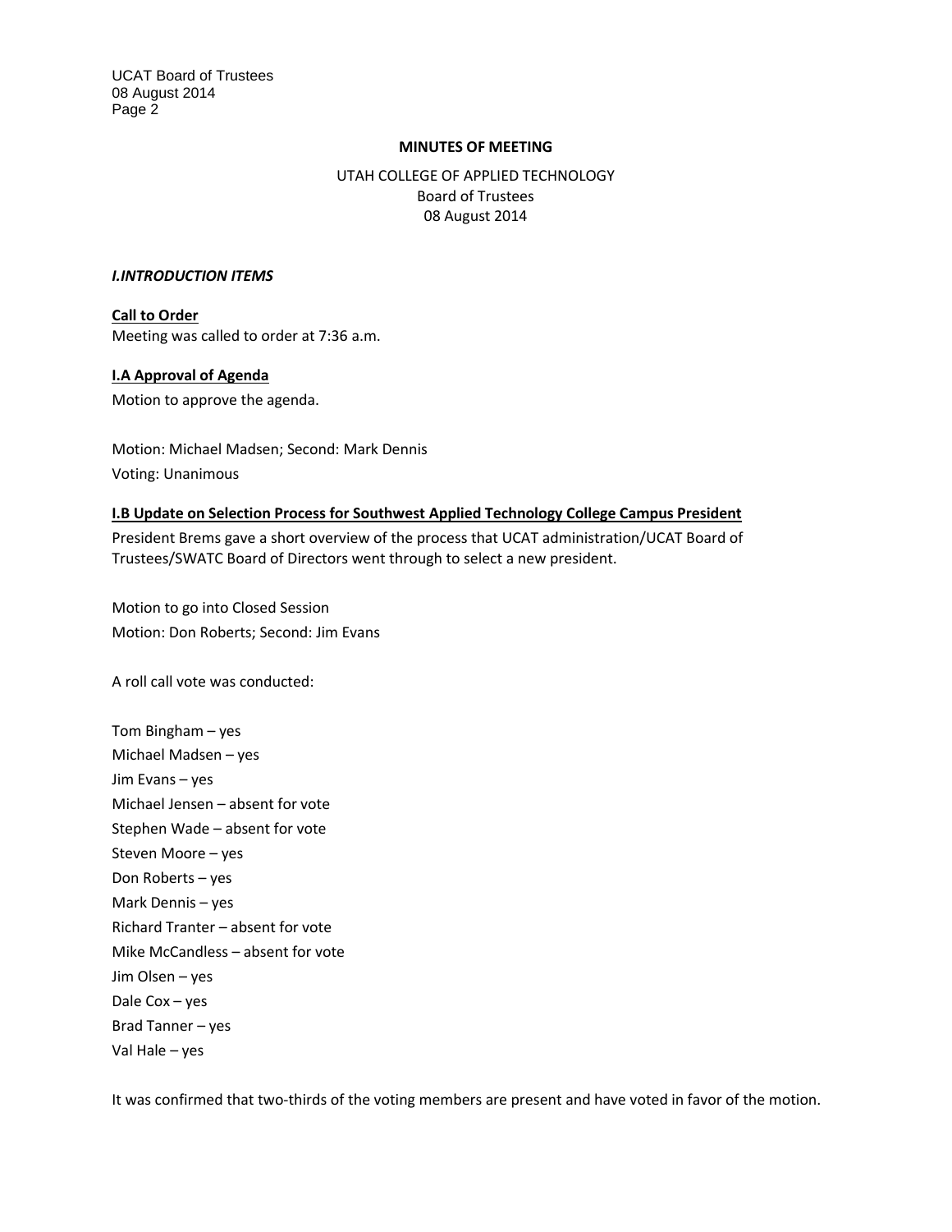**MINUTES OF MEETING**

UTAH COLLEGE OF APPLIED TECHNOLOGY
Board of Trustees
08 August 2014

***I.INTRODUCTION ITEMS***

**Call to Order**
Meeting was called to order at 7:36 a.m.

**I.A Approval of Agenda**

Motion to approve the agenda.

Motion: Michael Madsen; Second: Mark Dennis
Voting: Unanimous

**I.B Update on Selection Process for Southwest Applied Technology College Campus President**

President Brems gave a short overview of the process that UCAT administration/UCAT Board of Trustees/SWATC Board of Directors went through to select a new president.

Motion to go into Closed Session
Motion: Don Roberts; Second: Jim Evans

A roll call vote was conducted:

Tom Bingham – yes
Michael Madsen – yes
Jim Evans – yes
Michael Jensen – absent for vote
Stephen Wade – absent for vote
Steven Moore – yes
Don Roberts – yes
Mark Dennis – yes
Richard Tranter – absent for vote
Mike McCandless – absent for vote
Jim Olsen – yes
Dale Cox – yes
Brad Tanner – yes
Val Hale – yes

It was confirmed that two-thirds of the voting members are present and have voted in favor of the motion.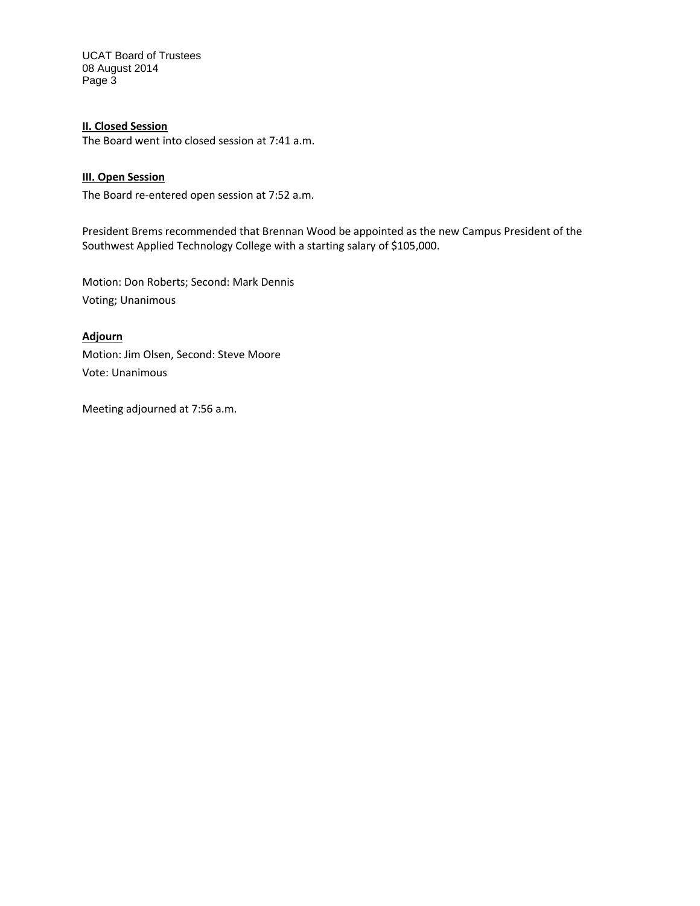**II. Closed Session**

The Board went into closed session at 7:41 a.m.

**III. Open Session**

The Board re-entered open session at 7:52 a.m.

President Brems recommended that Brennan Wood be appointed as the new Campus President of the Southwest Applied Technology College with a starting salary of $105,000.

Motion: Don Roberts; Second: Mark Dennis
Voting; Unanimous

**Adjourn**

Motion: Jim Olsen, Second: Steve Moore
Vote: Unanimous

Meeting adjourned at 7:56 a.m.